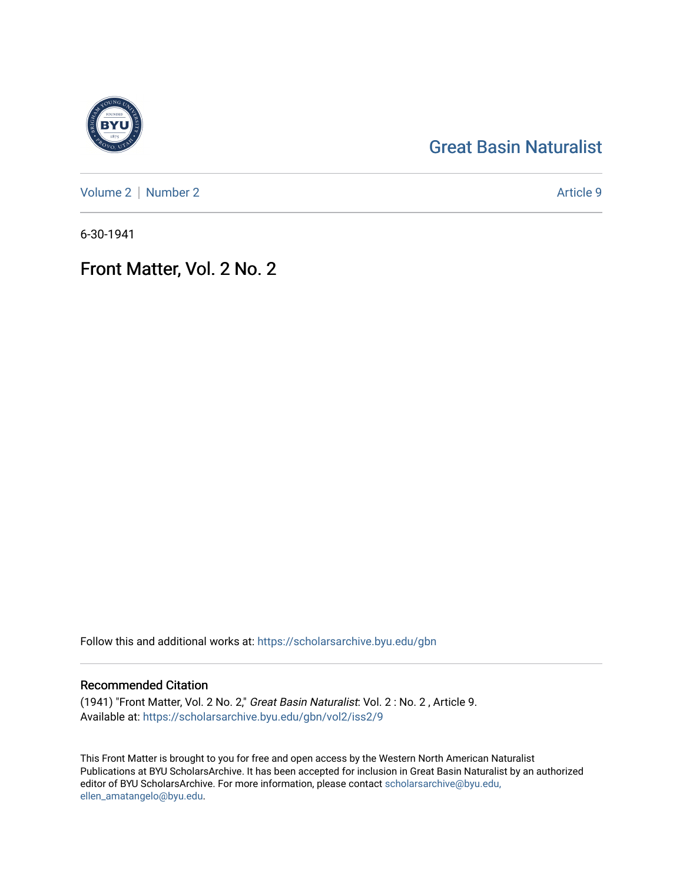Great Basin Naturalist

Volume 2 | Number 2 Article 9

6-30-1941

# Front Matter, Vol. 2 No. 2

Follow this and additional works at: https://scholarsarchive.byu.edu/gbn

## Recommended Citation

(1941) "Front Matter, Vol. 2 No. 2," *Great Basin Naturalist*: Vol. 2 : No. 2 , Article 9.
Available at: https://scholarsarchive.byu.edu/gbn/vol2/iss2/9

This Front Matter is brought to you for free and open access by the Western North American Naturalist Publications at BYU ScholarsArchive. It has been accepted for inclusion in Great Basin Naturalist by an authorized editor of BYU ScholarsArchive. For more information, please contact scholarsarchive@byu.edu, ellen_amatangelo@byu.edu.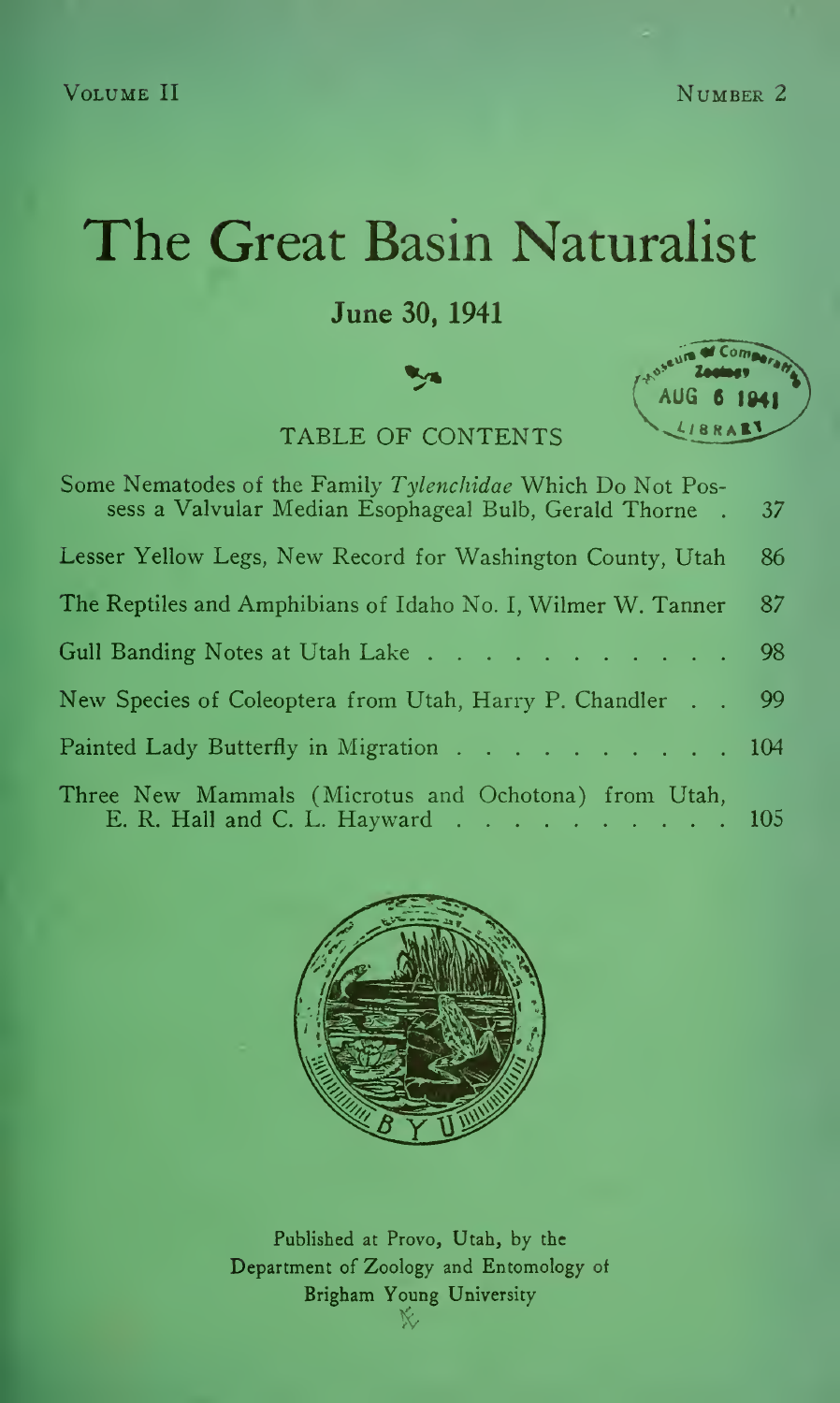Volume II Number 2

# The Great Basin Naturalist

## June 30, 1941

Museum of Comparative Zoology AUG 6 1941 LIBRARY

### TABLE OF CONTENTS

| | |
|---|---|
| Some Nematodes of the Family *Tylenchidae* Which Do Not Possess a Valvular Median Esophageal Bulb, Gerald Thorne | 37 |
| Lesser Yellow Legs, New Record for Washington County, Utah | 86 |
| The Reptiles and Amphibians of Idaho No. I, Wilmer W. Tanner | 87 |
| Gull Banding Notes at Utah Lake | 98 |
| New Species of Coleoptera from Utah, Harry P. Chandler | 99 |
| Painted Lady Butterfly in Migration | 104 |
| Three New Mammals (Microtus and Ochotona) from Utah, E. R. Hall and C. L. Hayward | 105 |

Published at Provo, Utah, by the
Department of Zoology and Entomology of
Brigham Young University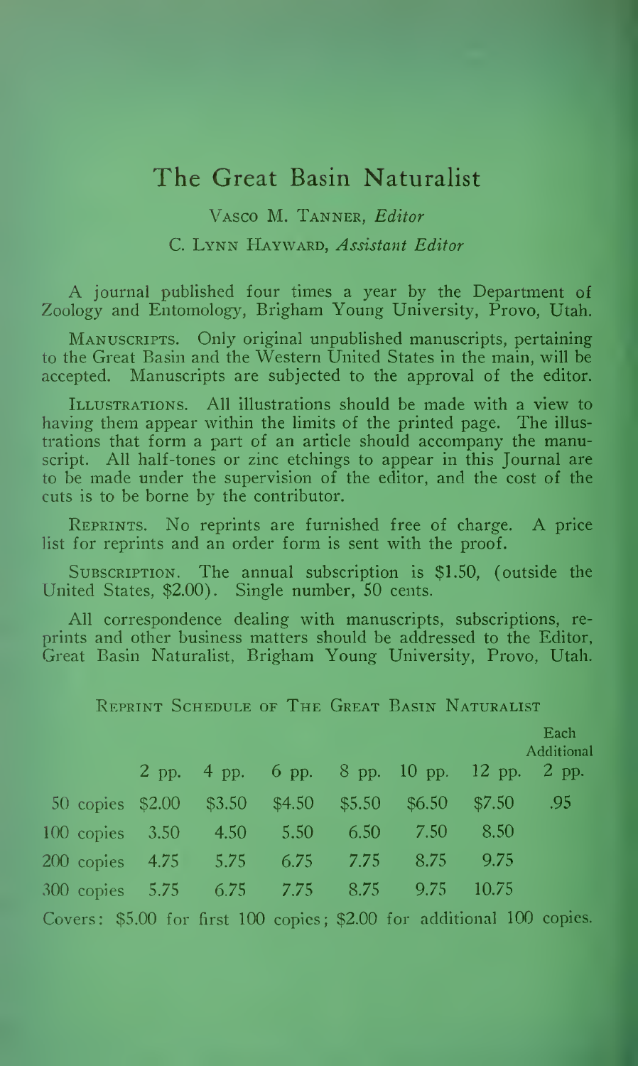# The Great Basin Naturalist

Vasco M. Tanner, *Editor*

C. Lynn Hayward, *Assistant Editor*

A journal published four times a year by the Department of Zoology and Entomology, Brigham Young University, Provo, Utah.

Manuscripts. Only original unpublished manuscripts, pertaining to the Great Basin and the Western United States in the main, will be accepted. Manuscripts are subjected to the approval of the editor.

Illustrations. All illustrations should be made with a view to having them appear within the limits of the printed page. The illustrations that form a part of an article should accompany the manuscript. All half-tones or zinc etchings to appear in this Journal are to be made under the supervision of the editor, and the cost of the cuts is to be borne by the contributor.

Reprints. No reprints are furnished free of charge. A price list for reprints and an order form is sent with the proof.

Subscription. The annual subscription is $1.50, (outside the United States, $2.00). Single number, 50 cents.

All correspondence dealing with manuscripts, subscriptions, reprints and other business matters should be addressed to the Editor, Great Basin Naturalist, Brigham Young University, Provo, Utah.

Reprint Schedule of The Great Basin Naturalist

| | 2 pp. | 4 pp. | 6 pp. | 8 pp. | 10 pp. | 12 pp. | Each Additional 2 pp. |
|---|---|---|---|---|---|---|---|
| 50 copies | $2.00 | $3.50 | $4.50 | $5.50 | $6.50 | $7.50 | .95 |
| 100 copies | 3.50 | 4.50 | 5.50 | 6.50 | 7.50 | 8.50 | |
| 200 copies | 4.75 | 5.75 | 6.75 | 7.75 | 8.75 | 9.75 | |
| 300 copies | 5.75 | 6.75 | 7.75 | 8.75 | 9.75 | 10.75 | |

Covers: $5.00 for first 100 copies; $2.00 for additional 100 copies.